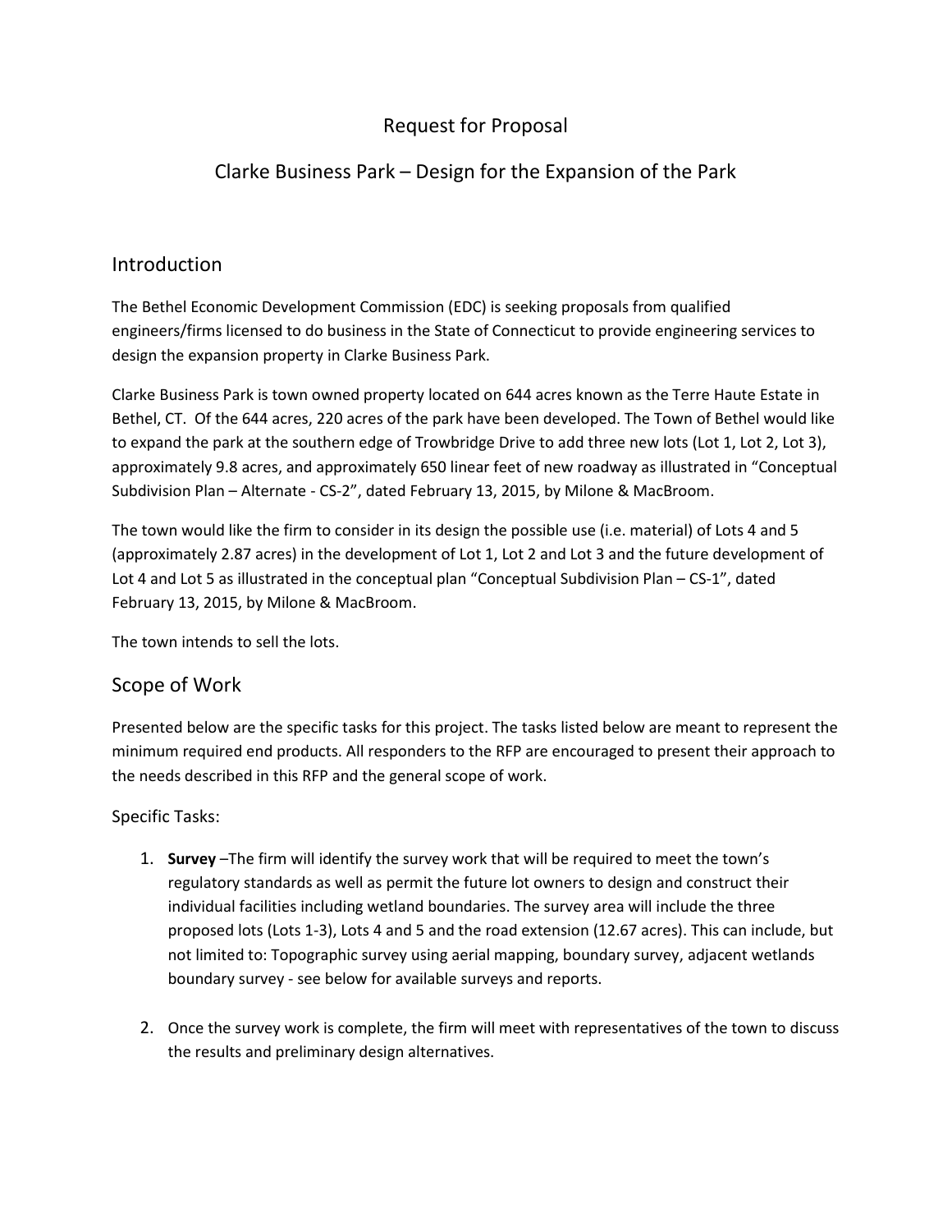# Request for Proposal

# Clarke Business Park – Design for the Expansion of the Park

## Introduction

The Bethel Economic Development Commission (EDC) is seeking proposals from qualified engineers/firms licensed to do business in the State of Connecticut to provide engineering services to design the expansion property in Clarke Business Park.

Clarke Business Park is town owned property located on 644 acres known as the Terre Haute Estate in Bethel, CT. Of the 644 acres, 220 acres of the park have been developed. The Town of Bethel would like to expand the park at the southern edge of Trowbridge Drive to add three new lots (Lot 1, Lot 2, Lot 3), approximately 9.8 acres, and approximately 650 linear feet of new roadway as illustrated in "Conceptual Subdivision Plan – Alternate - CS-2", dated February 13, 2015, by Milone & MacBroom.

The town would like the firm to consider in its design the possible use (i.e. material) of Lots 4 and 5 (approximately 2.87 acres) in the development of Lot 1, Lot 2 and Lot 3 and the future development of Lot 4 and Lot 5 as illustrated in the conceptual plan "Conceptual Subdivision Plan – CS-1", dated February 13, 2015, by Milone & MacBroom.

The town intends to sell the lots.

## Scope of Work

Presented below are the specific tasks for this project. The tasks listed below are meant to represent the minimum required end products. All responders to the RFP are encouraged to present their approach to the needs described in this RFP and the general scope of work.

### Specific Tasks:

1. **Survey** –The firm will identify the survey work that will be required to meet the town's regulatory standards as well as permit the future lot owners to design and construct their individual facilities including wetland boundaries. The survey area will include the three proposed lots (Lots 1-3), Lots 4 and 5 and the road extension (12.67 acres). This can include, but not limited to: Topographic survey using aerial mapping, boundary survey, adjacent wetlands boundary survey - see below for available surveys and reports.

2. Once the survey work is complete, the firm will meet with representatives of the town to discuss the results and preliminary design alternatives.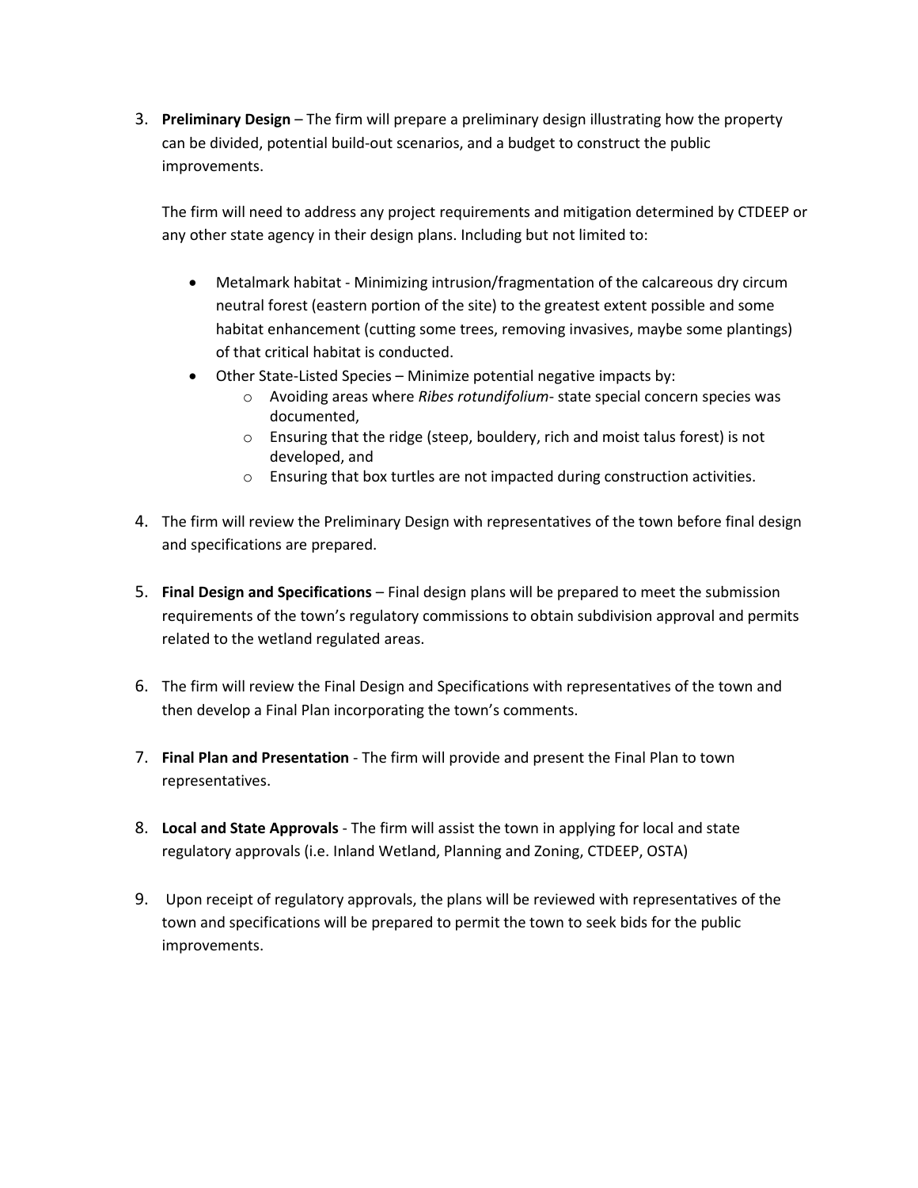3. **Preliminary Design** – The firm will prepare a preliminary design illustrating how the property can be divided, potential build-out scenarios, and a budget to construct the public improvements.

   The firm will need to address any project requirements and mitigation determined by CTDEEP or any other state agency in their design plans. Including but not limited to:

   - Metalmark habitat - Minimizing intrusion/fragmentation of the calcareous dry circum neutral forest (eastern portion of the site) to the greatest extent possible and some habitat enhancement (cutting some trees, removing invasives, maybe some plantings) of that critical habitat is conducted.
   - Other State-Listed Species – Minimize potential negative impacts by:
     - Avoiding areas where *Ribes rotundifolium*- state special concern species was documented,
     - Ensuring that the ridge (steep, bouldery, rich and moist talus forest) is not developed, and
     - Ensuring that box turtles are not impacted during construction activities.

4. The firm will review the Preliminary Design with representatives of the town before final design and specifications are prepared.

5. **Final Design and Specifications** – Final design plans will be prepared to meet the submission requirements of the town's regulatory commissions to obtain subdivision approval and permits related to the wetland regulated areas.

6. The firm will review the Final Design and Specifications with representatives of the town and then develop a Final Plan incorporating the town's comments.

7. **Final Plan and Presentation** - The firm will provide and present the Final Plan to town representatives.

8. **Local and State Approvals** - The firm will assist the town in applying for local and state regulatory approvals (i.e. Inland Wetland, Planning and Zoning, CTDEEP, OSTA)

9. Upon receipt of regulatory approvals, the plans will be reviewed with representatives of the town and specifications will be prepared to permit the town to seek bids for the public improvements.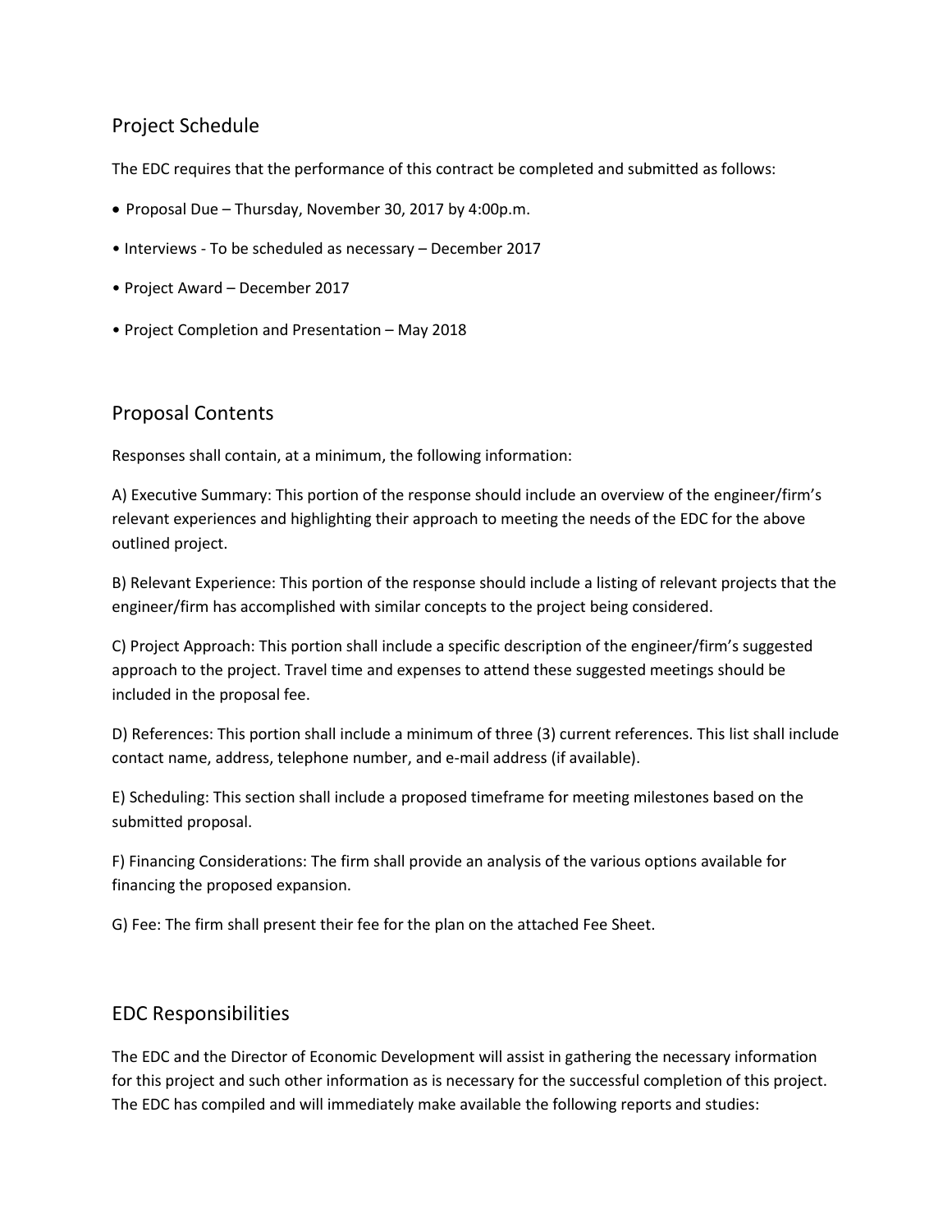## Project Schedule

The EDC requires that the performance of this contract be completed and submitted as follows:

- Proposal Due – Thursday, November 30, 2017 by 4:00p.m.
- Interviews - To be scheduled as necessary – December 2017
- Project Award – December 2017
- Project Completion and Presentation – May 2018

## Proposal Contents

Responses shall contain, at a minimum, the following information:

A) Executive Summary: This portion of the response should include an overview of the engineer/firm's relevant experiences and highlighting their approach to meeting the needs of the EDC for the above outlined project.

B) Relevant Experience: This portion of the response should include a listing of relevant projects that the engineer/firm has accomplished with similar concepts to the project being considered.

C) Project Approach: This portion shall include a specific description of the engineer/firm's suggested approach to the project. Travel time and expenses to attend these suggested meetings should be included in the proposal fee.

D) References: This portion shall include a minimum of three (3) current references. This list shall include contact name, address, telephone number, and e-mail address (if available).

E) Scheduling: This section shall include a proposed timeframe for meeting milestones based on the submitted proposal.

F) Financing Considerations: The firm shall provide an analysis of the various options available for financing the proposed expansion.

G) Fee: The firm shall present their fee for the plan on the attached Fee Sheet.

## EDC Responsibilities

The EDC and the Director of Economic Development will assist in gathering the necessary information for this project and such other information as is necessary for the successful completion of this project. The EDC has compiled and will immediately make available the following reports and studies: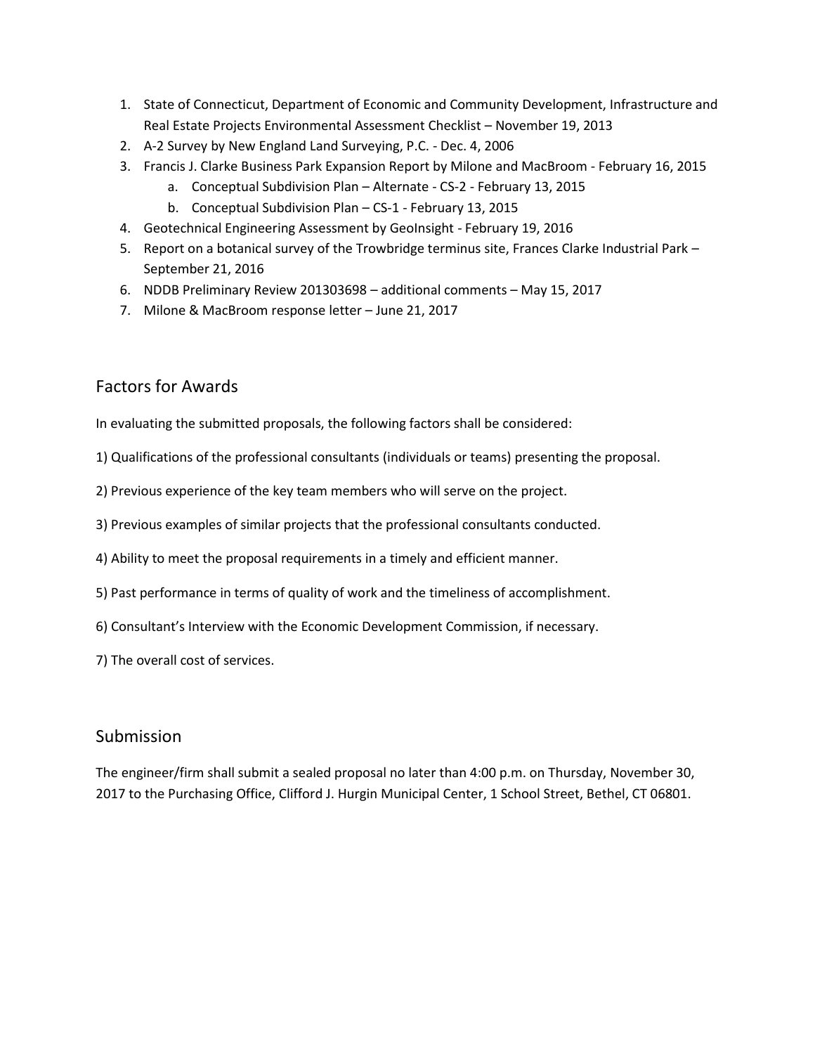1. State of Connecticut, Department of Economic and Community Development, Infrastructure and Real Estate Projects Environmental Assessment Checklist – November 19, 2013
2. A-2 Survey by New England Land Surveying, P.C. - Dec. 4, 2006
3. Francis J. Clarke Business Park Expansion Report by Milone and MacBroom - February 16, 2015
    a. Conceptual Subdivision Plan – Alternate - CS-2 - February 13, 2015
    b. Conceptual Subdivision Plan – CS-1 - February 13, 2015
4. Geotechnical Engineering Assessment by GeoInsight - February 19, 2016
5. Report on a botanical survey of the Trowbridge terminus site, Frances Clarke Industrial Park – September 21, 2016
6. NDDB Preliminary Review 201303698 – additional comments – May 15, 2017
7. Milone & MacBroom response letter – June 21, 2017

## Factors for Awards

In evaluating the submitted proposals, the following factors shall be considered:

1) Qualifications of the professional consultants (individuals or teams) presenting the proposal.

2) Previous experience of the key team members who will serve on the project.

3) Previous examples of similar projects that the professional consultants conducted.

4) Ability to meet the proposal requirements in a timely and efficient manner.

5) Past performance in terms of quality of work and the timeliness of accomplishment.

6) Consultant's Interview with the Economic Development Commission, if necessary.

7) The overall cost of services.

## Submission

The engineer/firm shall submit a sealed proposal no later than 4:00 p.m. on Thursday, November 30, 2017 to the Purchasing Office, Clifford J. Hurgin Municipal Center, 1 School Street, Bethel, CT 06801.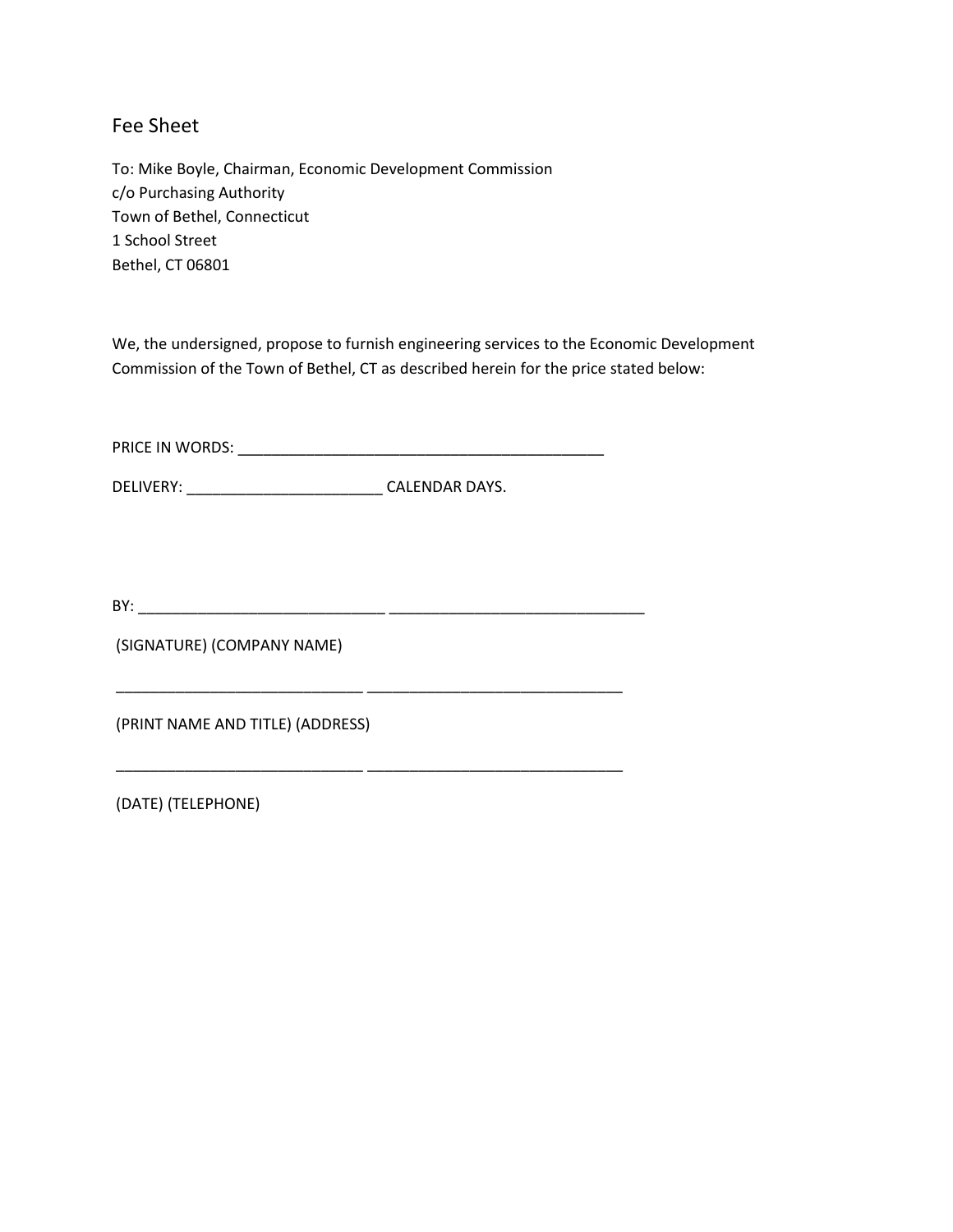# Fee Sheet

To: Mike Boyle, Chairman, Economic Development Commission
c/o Purchasing Authority
Town of Bethel, Connecticut
1 School Street
Bethel, CT 06801

We, the undersigned, propose to furnish engineering services to the Economic Development Commission of the Town of Bethel, CT as described herein for the price stated below:

PRICE IN WORDS: ____________________________________________

DELIVERY: _______________________ CALENDAR DAYS.

BY: _____________________________ ______________________________

(SIGNATURE) (COMPANY NAME)

_____________________________ ______________________________

(PRINT NAME AND TITLE) (ADDRESS)

_____________________________ ______________________________

(DATE) (TELEPHONE)